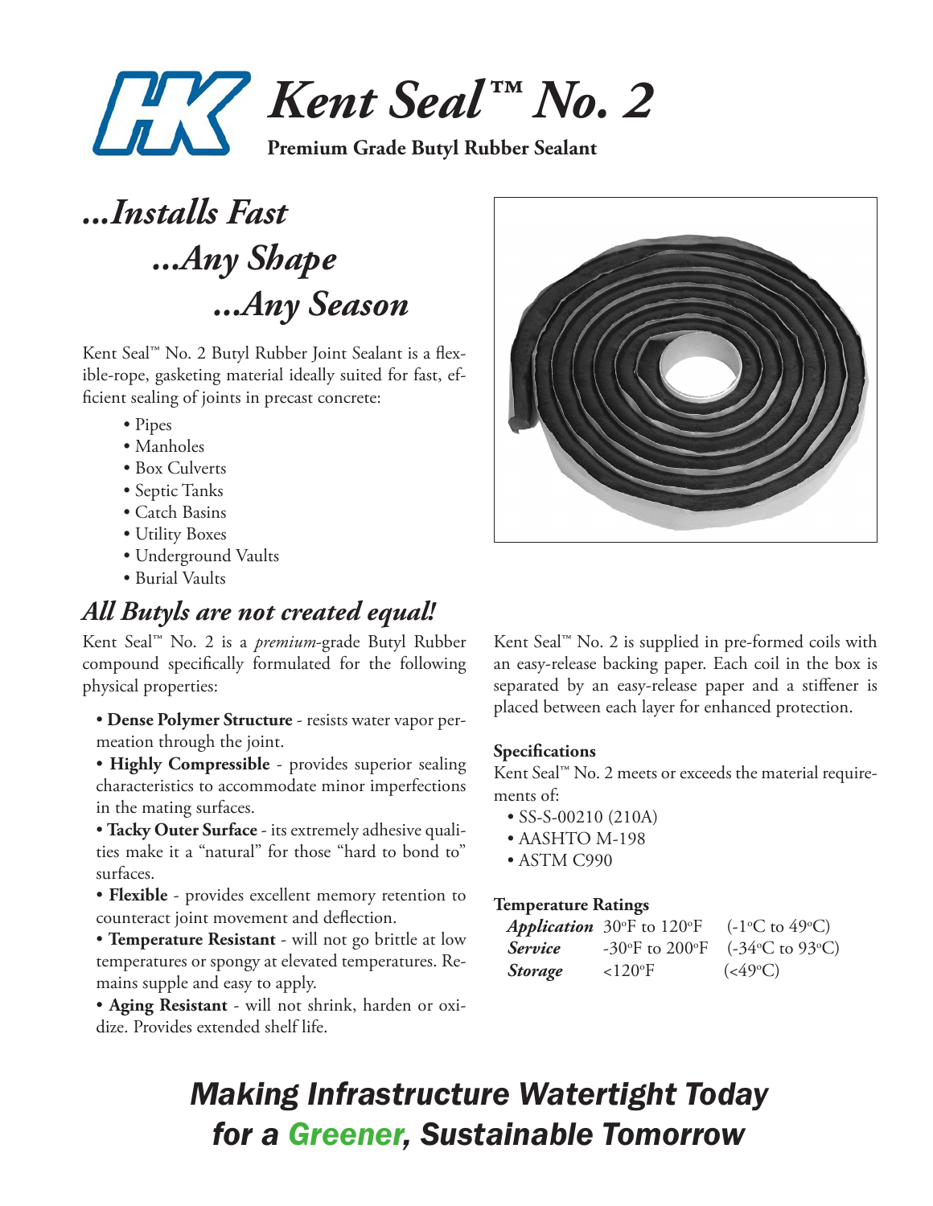# Kent Seal™ No. 2

**Premium Grade Butyl Rubber Sealant**

## *...Installs Fast*
## *...Any Shape*
## *...Any Season*

Kent Seal™ No. 2 Butyl Rubber Joint Sealant is a flexible-rope, gasketing material ideally suited for fast, efficient sealing of joints in precast concrete:

- Pipes
- Manholes
- Box Culverts
- Septic Tanks
- Catch Basins
- Utility Boxes
- Underground Vaults
- Burial Vaults

## *All Butyls are not created equal!*

Kent Seal™ No. 2 is a *premium*-grade Butyl Rubber compound specifically formulated for the following physical properties:

- **Dense Polymer Structure** - resists water vapor permeation through the joint.
- **Highly Compressible** - provides superior sealing characteristics to accommodate minor imperfections in the mating surfaces.
- **Tacky Outer Surface** - its extremely adhesive qualities make it a "natural" for those "hard to bond to" surfaces.
- **Flexible** - provides excellent memory retention to counteract joint movement and deflection.
- **Temperature Resistant** - will not go brittle at low temperatures or spongy at elevated temperatures. Remains supple and easy to apply.
- **Aging Resistant** - will not shrink, harden or oxidize. Provides extended shelf life.

Kent Seal™ No. 2 is supplied in pre-formed coils with an easy-release backing paper. Each coil in the box is separated by an easy-release paper and a stiffener is placed between each layer for enhanced protection.

### Specifications

Kent Seal™ No. 2 meets or exceeds the material requirements of:

- SS-S-00210 (210A)
- AASHTO M-198
- ASTM C990

### Temperature Ratings

| | | |
|---|---|---|
| ***Application*** | 30°F to 120°F | (-1°C to 49°C) |
| ***Service*** | -30°F to 200°F | (-34°C to 93°C) |
| ***Storage*** | <120°F | (<49°C) |

## *Making Infrastructure Watertight Today for a Greener, Sustainable Tomorrow*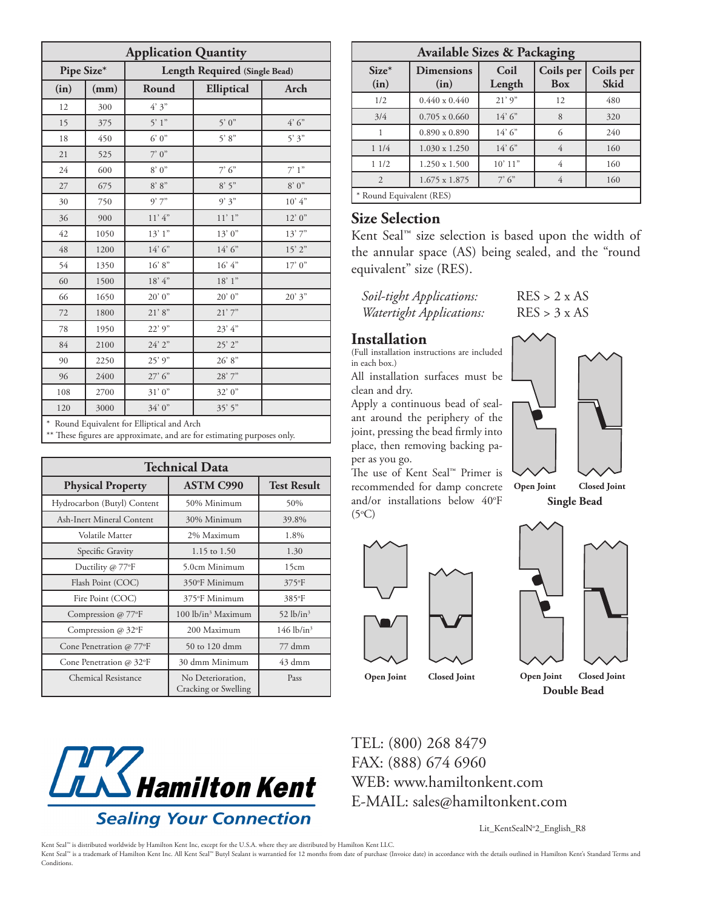## Application Quantity

| Pipe Size* | | Length Required (Single Bead) | | |
|---|---|---|---|---|
| (in) | (mm) | Round | Elliptical | Arch |
| 12 | 300 | 4' 3" | | |
| 15 | 375 | 5' 1" | 5' 0" | 4' 6" |
| 18 | 450 | 6' 0" | 5' 8" | 5' 3" |
| 21 | 525 | 7' 0" | | |
| 24 | 600 | 8' 0" | 7' 6" | 7' 1" |
| 27 | 675 | 8' 8" | 8' 5" | 8' 0" |
| 30 | 750 | 9' 7" | 9' 3" | 10' 4" |
| 36 | 900 | 11' 4" | 11' 1" | 12' 0" |
| 42 | 1050 | 13' 1" | 13' 0" | 13' 7" |
| 48 | 1200 | 14' 6" | 14' 6" | 15' 2" |
| 54 | 1350 | 16' 8" | 16' 4" | 17' 0" |
| 60 | 1500 | 18' 4" | 18' 1" | |
| 66 | 1650 | 20' 0" | 20' 0" | 20' 3" |
| 72 | 1800 | 21' 8" | 21' 7" | |
| 78 | 1950 | 22' 9" | 23' 4" | |
| 84 | 2100 | 24' 2" | 25' 2" | |
| 90 | 2250 | 25' 9" | 26' 8" | |
| 96 | 2400 | 27' 6" | 28' 7" | |
| 108 | 2700 | 31' 0" | 32' 0" | |
| 120 | 3000 | 34' 0" | 35' 5" | |

\* Round Equivalent for Elliptical and Arch
** These figures are approximate, and are for estimating purposes only.

## Technical Data

| Physical Property | ASTM C990 | Test Result |
|---|---|---|
| Hydrocarbon (Butyl) Content | 50% Minimum | 50% |
| Ash-Inert Mineral Content | 30% Minimum | 39.8% |
| Volatile Matter | 2% Maximum | 1.8% |
| Specific Gravity | 1.15 to 1.50 | 1.30 |
| Ductility @ 77°F | 5.0cm Minimum | 15cm |
| Flash Point (COC) | 350°F Minimum | 375°F |
| Fire Point (COC) | 375°F Minimum | 385°F |
| Compression @ 77°F | 100 lb/in³ Maximum | 52 lb/in³ |
| Compression @ 32°F | 200 Maximum | 146 lb/in³ |
| Cone Penetration @ 77°F | 50 to 120 dmm | 77 dmm |
| Cone Penetration @ 32°F | 30 dmm Minimum | 43 dmm |
| Chemical Resistance | No Deterioration, Cracking or Swelling | Pass |

## Available Sizes & Packaging

| Size* (in) | Dimensions (in) | Coil Length | Coils per Box | Coils per Skid |
|---|---|---|---|---|
| 1/2 | 0.440 x 0.440 | 21' 9" | 12 | 480 |
| 3/4 | 0.705 x 0.660 | 14' 6" | 8 | 320 |
| 1 | 0.890 x 0.890 | 14' 6" | 6 | 240 |
| 1 1/4 | 1.030 x 1.250 | 14' 6" | 4 | 160 |
| 1 1/2 | 1.250 x 1.500 | 10' 11" | 4 | 160 |
| 2 | 1.675 x 1.875 | 7' 6" | 4 | 160 |

\* Round Equivalent (RES)

## Size Selection

Kent Seal™ size selection is based upon the width of the annular space (AS) being sealed, and the "round equivalent" size (RES).

*Soil-tight Applications:* RES > 2 x AS
*Watertight Applications:* RES > 3 x AS

## Installation

(Full installation instructions are included in each box.)

All installation surfaces must be clean and dry.

Apply a continuous bead of sealant around the periphery of the joint, pressing the bead firmly into place, then removing backing paper as you go.

The use of Kent Seal™ Primer is recommended for damp concrete and/or installations below 40°F (5°C)

Open Joint Closed Joint
**Single Bead**

Open Joint Closed Joint

Open Joint Closed Joint
**Double Bead**

Hamilton Kent
Sealing Your Connection

TEL: (800) 268 8479
FAX: (888) 674 6960
WEB: www.hamiltonkent.com
E-MAIL: sales@hamiltonkent.com

Lit_KentSealN°2_English_R8

Kent Seal™ is distributed worldwide by Hamilton Kent Inc, except for the U.S.A. where they are distributed by Hamilton Kent LLC.
Kent Seal™ is a trademark of Hamilton Kent Inc. All Kent Seal™ Butyl Sealant is warrantied for 12 months from date of purchase (Invoice date) in accordance with the details outlined in Hamilton Kent's Standard Terms and Conditions.